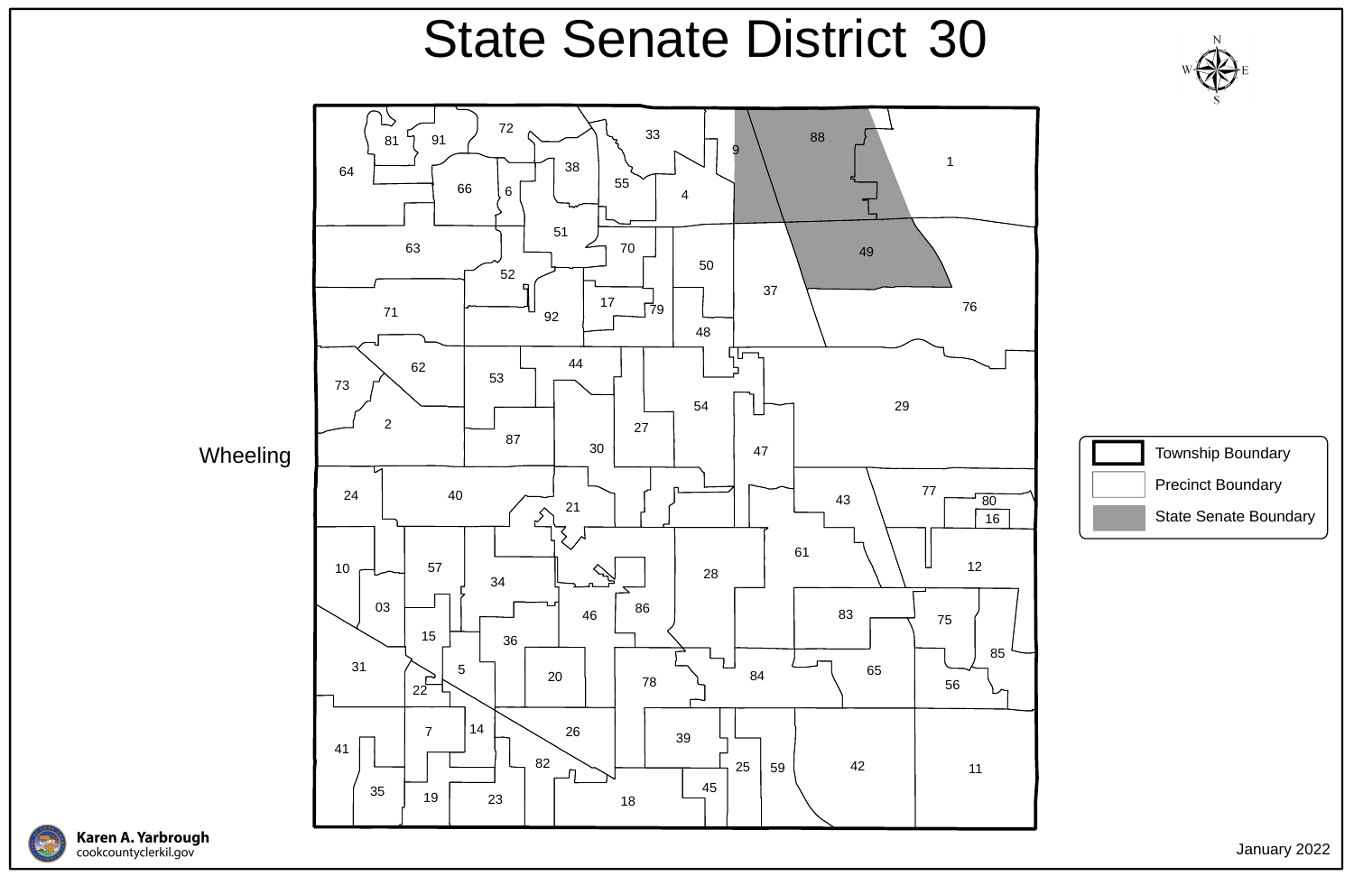# State Senate District 30

Wheeling

- Township Boundary
- Precinct Boundary
- State Senate Boundary

72, 33, 88, 81, 91, 9, 1, 38, 64, 55, 66, 6, 4, 51, 63, 70, 49, 50, 52, 37, 17, 76, 71, 79, 92, 48, 44, 62, 53, 73, 54, 29, 2, 27, 87, 30, 47, 77, 24, 40, 43, 80, 21, 16, 61, 10, 57, 12, 28, 34, 03, 86, 83, 46, 75, 15, 36, 85, 31, 5, 65, 84, 20, 78, 56, 22, 14, 7, 26, 39, 41, 82, 25, 59, 42, 11, 45, 35, 19, 23, 18

Karen A. Yarbrough
cookcountyclerkil.gov

January 2022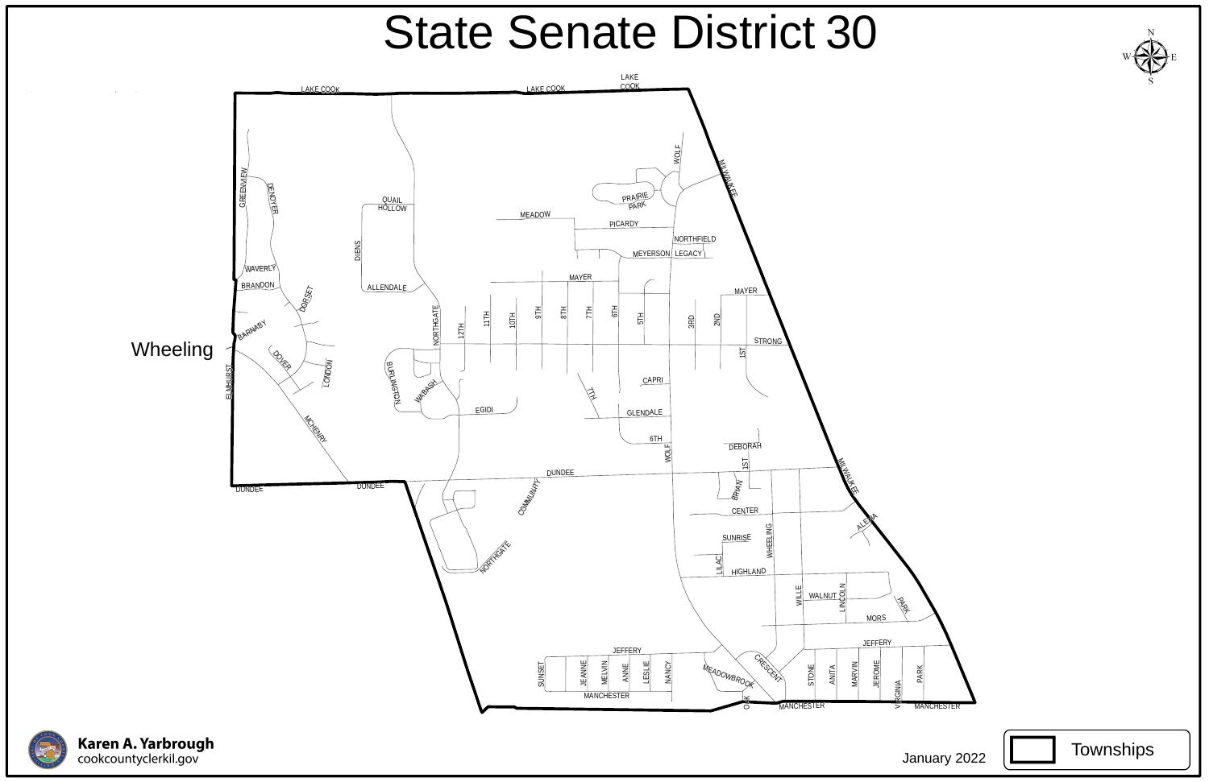# State Senate District 30

LAKE COOK
LAKE COOK
LAKE COOK
WOLF
MILWAUKEE
GREENVIEW
DENOYER
QUAIL HOLLOW
PRAIRIE PARK
MEADOW
PICARDY
NORTHFIELD
MEYERSON
LEGACY
DIENS
WAVERLY
BRANDON
ALLENDALE
MAYER
MAYER
DORSET
NORTHGATE
12TH
11TH
10TH
9TH
8TH
7TH
6TH
5TH
3RD
2ND
STRONG
1ST
BARNABY
Wheeling
DOVER
LONDON
BURLINGTON
WABASH
7TH
CAPRI
ELMHURST
EGIDI
GLENDALE
MCHENRY
6TH
DEBORAH
WOLF
1ST
DUNDEE
DUNDEE
DUNDEE
MILWAUKEE
COMMUNITY
BRIAN
CENTER
ALERIA
SUNRISE
WHEELING
NORTHGATE
LILAC
HIGHLAND
WILLE
WALNUT
LINCOLN
PARK
MORS
JEFFERY
JEFFERY
SUNSET
JEANNE
MELVIN
ANNE
LESLIE
NANCY
MEADOWBROOK
CRESCENT
STONE
ANITA
MARVIN
JEROME
VIRGINIA
PARK
MANCHESTER
OAK
MANCHESTER
MANCHESTER

Townships

Karen A. Yarbrough
cookcountyclerkil.gov

January 2022